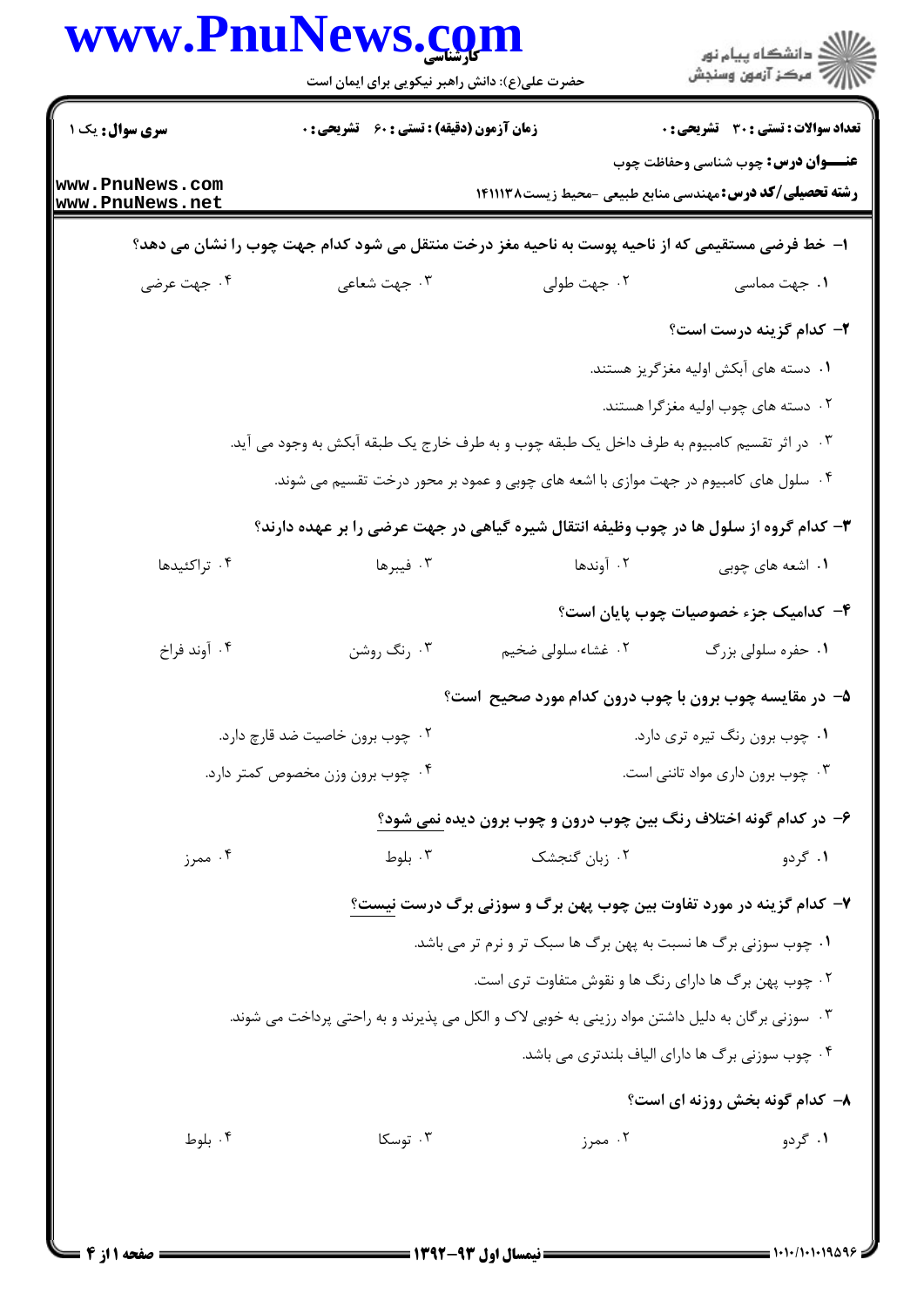**تعداد سوالات: تستی: ۳۰ تشریحی: ۰** | **زمان آزمون (دقیقه): تستی: ۶۰ تشریحی: ۰** | **سری سوال: یک ۱**

**عنـــوان درس:** چوب شناسی وحفاظت چوب

**رشته تحصیلی/کد درس:** مهندسی منابع طبیعی -محیط زیست۱۴۱۱۱۳۸

**۱- خط فرضی مستقیمی که از ناحیه پوست به ناحیه مغز درخت منتقل می شود کدام جهت چوب را نشان می دهد؟**

۱. جهت مماسی
۲. جهت طولی
۳. جهت شعاعی
۴. جهت عرضی

**۲- کدام گزینه درست است؟**

۱. دسته های آبکش اولیه مغزگریز هستند.
۲. دسته های چوب اولیه مغزگرا هستند.
۳. در اثر تقسیم کامبیوم به طرف داخل یک طبقه چوب و به طرف خارج یک طبقه آبکش به وجود می آید.
۴. سلول های کامبیوم در جهت موازی با اشعه های چوبی و عمود بر محور درخت تقسیم می شوند.

**۳- کدام گروه از سلول ها در چوب وظیفه انتقال شیره گیاهی در جهت عرضی را بر عهده دارند؟**

۱. اشعه های چوبی
۲. آوندها
۳. فیبرها
۴. تراکئیدها

**۴- کدامیک جزء خصوصیات چوب پایان است؟**

۱. حفره سلولی بزرگ
۲. غشاء سلولی ضخیم
۳. رنگ روشن
۴. آوند فراخ

**۵- در مقایسه چوب برون با چوب درون کدام مورد صحیح است؟**

۱. چوب برون رنگ تیره تری دارد.
۲. چوب برون خاصیت ضد قارچ دارد.
۳. چوب برون داری مواد تاننی است.
۴. چوب برون وزن مخصوص کمتر دارد.

**۶- در کدام گونه اختلاف رنگ بین چوب درون و چوب برون دیده نمی شود؟**

۱. گردو
۲. زبان گنجشک
۳. بلوط
۴. ممرز

**۷- کدام گزینه در مورد تفاوت بین چوب پهن برگ و سوزنی برگ درست نیست؟**

۱. چوب سوزنی برگ ها نسبت به پهن برگ ها سبک تر و نرم تر می باشد.
۲. چوب پهن برگ ها دارای رنگ ها و نقوش متفاوت تری است.
۳. سوزنی برگان به دلیل داشتن مواد رزینی به خوبی لاک و الکل می پذیرند و به راحتی پرداخت می شوند.
۴. چوب سوزنی برگ ها دارای الیاف بلندتری می باشد.

**۸- کدام گونه بخش روزنه ای است؟**

۱. گردو
۲. ممرز
۳. توسکا
۴. بلوط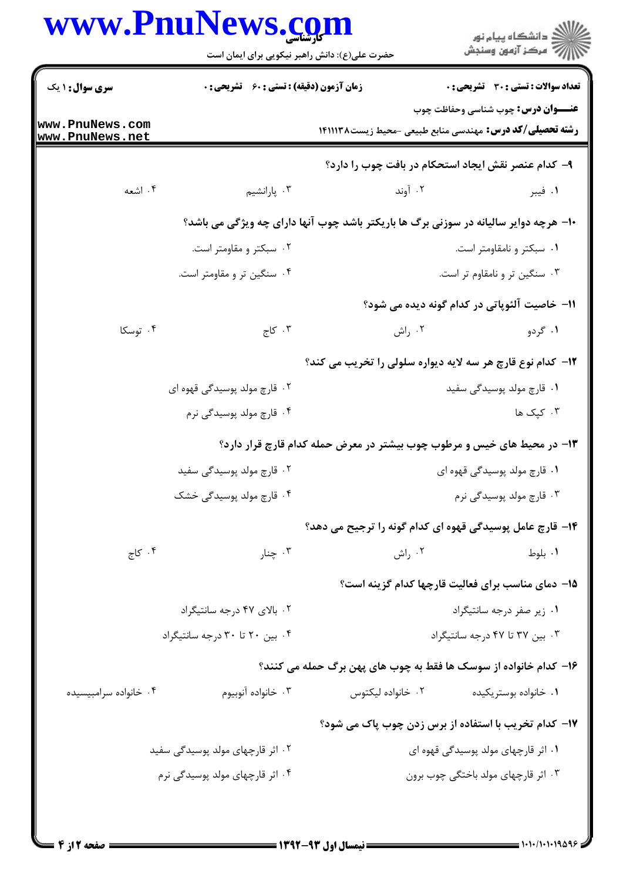**سری سوال:** ۱ یک

**زمان آزمون (دقیقه) : تستی : ۶۰ تشریحی : ۰**

**تعداد سوالات : تستی : ۳۰ تشریحی : ۰**

**عنـــوان درس:** چوب شناسی وحفاظت چوب

**رشته تحصیلی/کد درس:** مهندسی منابع طبیعی -محیط زیست۱۴۱۱۱۳۸

۹- کدام عنصر نقش ایجاد استحکام در بافت چوب را دارد؟

۱. فیبر
۲. آوند
۳. پارانشیم
۴. اشعه

۱۰- هرچه دوایر سالیانه در سوزنی برگ ها باریکتر باشد چوب آنها دارای چه ویژگی می باشد؟

۱. سبکتر و نامقاومتر است.
۲. سبکتر و مقاومتر است.
۳. سنگین تر و نامقاوم تر است.
۴. سنگین تر و مقاومتر است.

۱۱- خاصیت آلئوپاتی در کدام گونه دیده می شود؟

۱. گردو
۲. راش
۳. کاج
۴. توسکا

۱۲- کدام نوع قارچ هر سه لایه دیواره سلولی را تخریب می کند؟

۱. قارچ مولد پوسیدگی سفید
۲. قارچ مولد پوسیدگی قهوه ای
۳. کپک ها
۴. قارچ مولد پوسیدگی نرم

۱۳- در محیط های خیس و مرطوب چوب بیشتر در معرض حمله کدام قارچ قرار دارد؟

۱. قارچ مولد پوسیدگی قهوه ای
۲. قارچ مولد پوسیدگی سفید
۳. قارچ مولد پوسیدگی نرم
۴. قارچ مولد پوسیدگی خشک

۱۴- قارچ عامل پوسیدگی قهوه ای کدام گونه را ترجیح می دهد؟

۱. بلوط
۲. راش
۳. چنار
۴. کاج

۱۵- دمای مناسب برای فعالیت قارچها کدام گزینه است؟

۱. زیر صفر درجه سانتیگراد
۲. بالای ۴۷ درجه سانتیگراد
۳. بین ۳۷ تا ۴۷ درجه سانتیگراد
۴. بین ۲۰ تا ۳۰ درجه سانتیگراد

۱۶- کدام خانواده از سوسک ها فقط به چوب های پهن برگ حمله می کنند؟

۱. خانواده بوستریکیده
۲. خانواده لیکتوس
۳. خانواده آنوبیوم
۴. خانواده سرامبیسیده

۱۷- کدام تخریب با استفاده از برس زدن چوب پاک می شود؟

۱. اثر قارچهای مولد پوسیدگی قهوه ای
۲. اثر قارچهای مولد پوسیدگی سفید
۳. اثر قارچهای مولد باختگی چوب برون
۴. اثر قارچهای مولد پوسیدگی نرم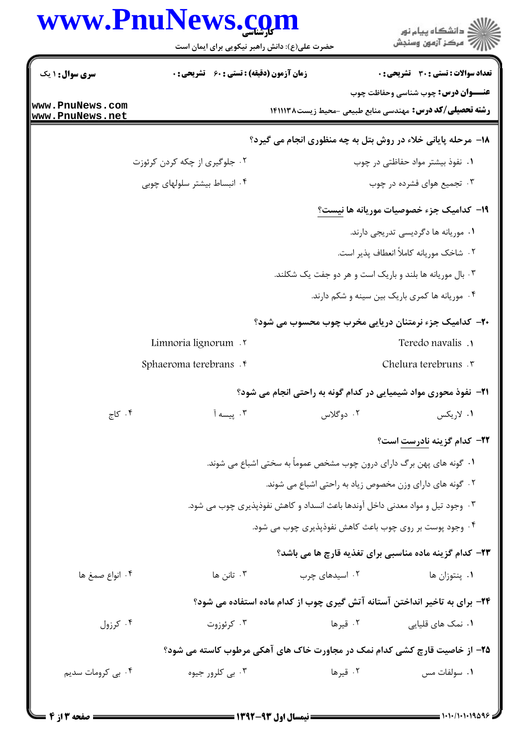**۱۸- مرحله پایانی خلاء در روش بتل به چه منظوری انجام می گیرد؟**

۱. نفوذ بیشتر مواد حفاظتی در چوب

۲. جلوگیری از چکه کردن کرئوزت

۳. تجمیع هوای فشرده در چوب

۴. انبساط بیشتر سلولهای چوبی

**۱۹- کدامیک جزء خصوصیات موریانه ها نیست؟**

۱. موریانه ها دگردیسی تدریجی دارند.

۲. شاخک موریانه کاملاً انعطاف پذیر است.

۳. بال موریانه ها بلند و باریک است و هر دو جفت یک شکلند.

۴. موریانه ها کمری باریک بین سینه و شکم دارند.

**۲۰- کدامیک جزء نرمتنان دریایی مخرب چوب محسوب می شود؟**

۱. Teredo navalis

۲. Limnoria lignorum

۳. Chelura terebruns

۴. Sphaeroma terebrans

**۲۱- نفوذ محوری مواد شیمیایی در کدام گونه به راحتی انجام می شود؟**

۱. لاریکس

۲. دوگلاس

۳. پیسه آ

۴. کاج

**۲۲- کدام گزینه نادرست است؟**

۱. گونه های پهن برگ دارای درون چوب مشخص عموماً به سختی اشباع می شوند.

۲. گونه های دارای وزن مخصوص زیاد به راحتی اشباع می شوند.

۳. وجود تیل و مواد معدنی داخل آوندها باعث انسداد و کاهش نفوذپذیری چوب می شود.

۴. وجود پوست بر روی چوب باعث کاهش نفوذپذیری چوب می شود.

**۲۳- کدام گزینه ماده مناسبی برای تغذیه قارچ ها می باشد؟**

۱. پنتوزان ها

۲. اسیدهای چرب

۳. تانن ها

۴. انواع صمغ ها

**۲۴- برای به تاخیر انداختن آستانه آتش گیری چوب از کدام ماده استفاده می شود؟**

۱. نمک های قلیایی

۲. قیرها

۳. کرئوزوت

۴. کرزول

**۲۵- از خاصیت قارچ کشی کدام نمک در مجاورت خاک های آهکی مرطوب کاسته می شود؟**

۱. سولفات مس

۲. قیرها

۳. بی کلرور جیوه

۴. بی کرومات سدیم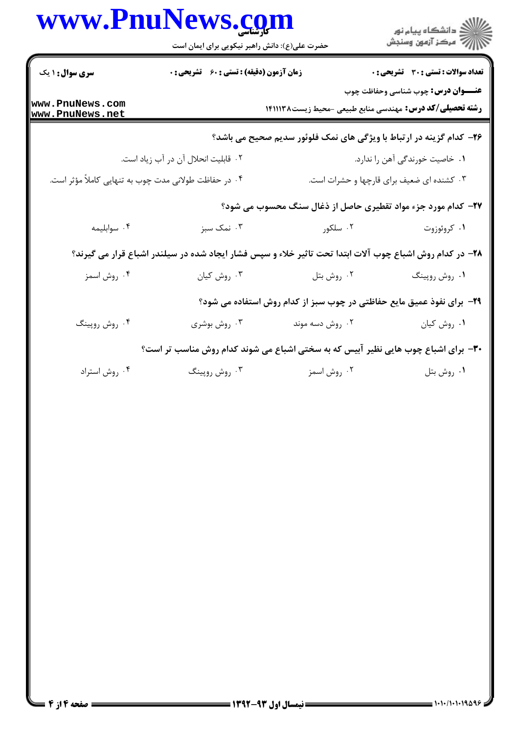**سری سوال:** ۱ یک | **زمان آزمون (دقیقه) : تستی : ۶۰ تشریحی : ۰** | **تعداد سوالات : تستی : ۳۰ تشریحی : ۰**

**عنـــوان درس:** چوب شناسی وحفاظت چوب

**رشته تحصیلی/کد درس:** مهندسی منابع طبیعی -محیط زیست۱۴۱۱۱۳۸

**۲۶- کدام گزینه در ارتباط با ویژگی های نمک فلوئور سدیم صحیح می باشد؟**

۱. خاصیت خورندگی آهن را ندارد.

۲. قابلیت انحلال آن در آب زیاد است.

۳. کشنده ای ضعیف برای قارچها و حشرات است.

۴. در حفاظت طولانی مدت چوب به تنهایی کاملاً مؤثر است.

**۲۷- کدام مورد جزء مواد تقطیری حاصل از ذغال سنگ محسوب می شود؟**

۱. کروئوزوت

۲. سلکور

۳. نمک سبز

۴. سوابلیمه

**۲۸- در کدام روش اشباع چوب آلات ابتدا تحت تاثیر خلاء و سپس فشار ایجاد شده در سیلندر اشباع قرار می گیرند؟**

۱. روش روپینگ

۲. روش بتل

۳. روش کیان

۴. روش اسمز

**۲۹- برای نفوذ عمیق مایع حفاظتی در چوب سبز از کدام روش استفاده می شود؟**

۱. روش کیان

۲. روش دسه موند

۳. روش بوشری

۴. روش روپینگ

**۳۰- برای اشباع چوب هایی نظیر آبیس که به سختی اشباع می شوند کدام روش مناسب تر است؟**

۱. روش بتل

۲. روش اسمز

۳. روش روپینگ

۴. روش استراد